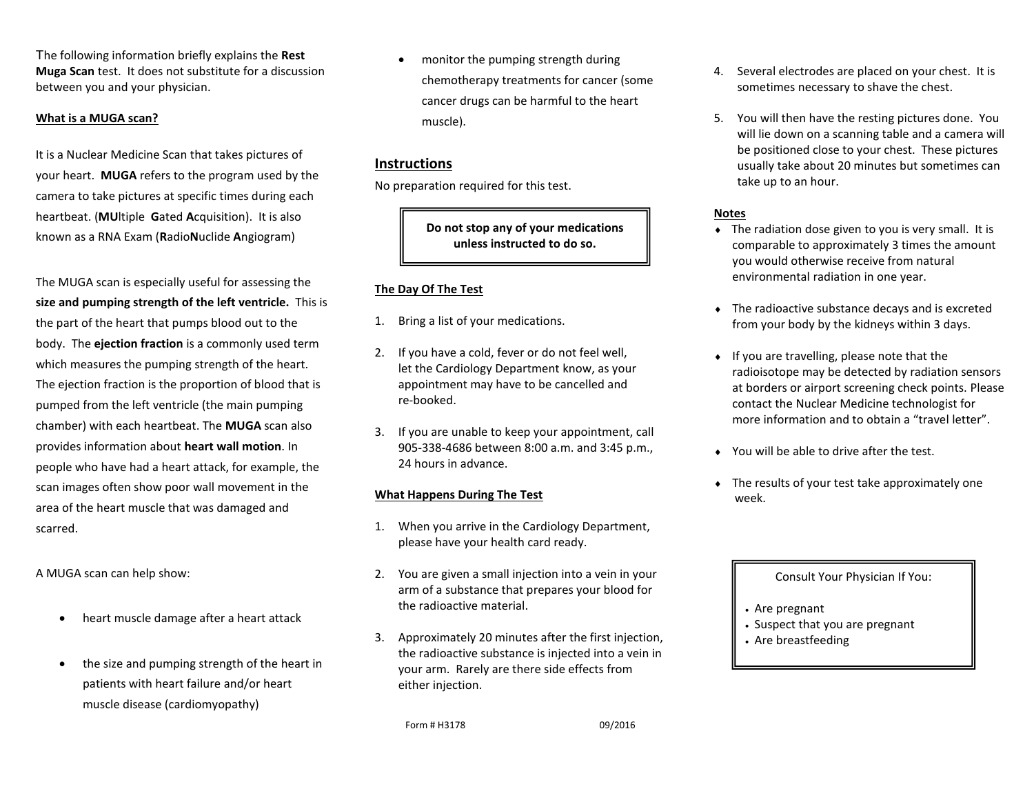The following information briefly explains the **Rest Muga Scan** test. It does not substitute for a discussion between you and your physician.

## What is a MUGA scan?

It is a Nuclear Medicine Scan that takes pictures of your heart. **MUGA** refers to the program used by the camera to take pictures at specific times during each heartbeat. (**MU**ltiple **G**ated **A**cquisition). It is also known as a RNA Exam (**R**adio**N**uclide **A**ngiogram)

The MUGA scan is especially useful for assessing the **size and pumping strength of the left ventricle.** This is the part of the heart that pumps blood out to the body. The **ejection fraction** is a commonly used term which measures the pumping strength of the heart. The ejection fraction is the proportion of blood that is pumped from the left ventricle (the main pumping chamber) with each heartbeat. The **MUGA** scan also provides information about **heart wall motion**. In people who have had a heart attack, for example, the scan images often show poor wall movement in the area of the heart muscle that was damaged and scarred.

A MUGA scan can help show:

- heart muscle damage after a heart attack
- the size and pumping strength of the heart in patients with heart failure and/or heart muscle disease (cardiomyopathy)
- monitor the pumping strength during chemotherapy treatments for cancer (some cancer drugs can be harmful to the heart muscle).

## Instructions

No preparation required for this test.

**Do not stop any of your medications unless instructed to do so.**

### The Day Of The Test

1. Bring a list of your medications.
2. If you have a cold, fever or do not feel well, let the Cardiology Department know, as your appointment may have to be cancelled and re-booked.
3. If you are unable to keep your appointment, call 905-338-4686 between 8:00 a.m. and 3:45 p.m., 24 hours in advance.

### What Happens During The Test

1. When you arrive in the Cardiology Department, please have your health card ready.
2. You are given a small injection into a vein in your arm of a substance that prepares your blood for the radioactive material.
3. Approximately 20 minutes after the first injection, the radioactive substance is injected into a vein in your arm. Rarely are there side effects from either injection.
4. Several electrodes are placed on your chest. It is sometimes necessary to shave the chest.
5. You will then have the resting pictures done. You will lie down on a scanning table and a camera will be positioned close to your chest. These pictures usually take about 20 minutes but sometimes can take up to an hour.

### Notes

- The radiation dose given to you is very small. It is comparable to approximately 3 times the amount you would otherwise receive from natural environmental radiation in one year.
- The radioactive substance decays and is excreted from your body by the kidneys within 3 days.
- If you are travelling, please note that the radioisotope may be detected by radiation sensors at borders or airport screening check points. Please contact the Nuclear Medicine technologist for more information and to obtain a "travel letter".
- You will be able to drive after the test.
- The results of your test take approximately one week.

Consult Your Physician If You:

- Are pregnant
- Suspect that you are pregnant
- Are breastfeeding

Form # H3178 09/2016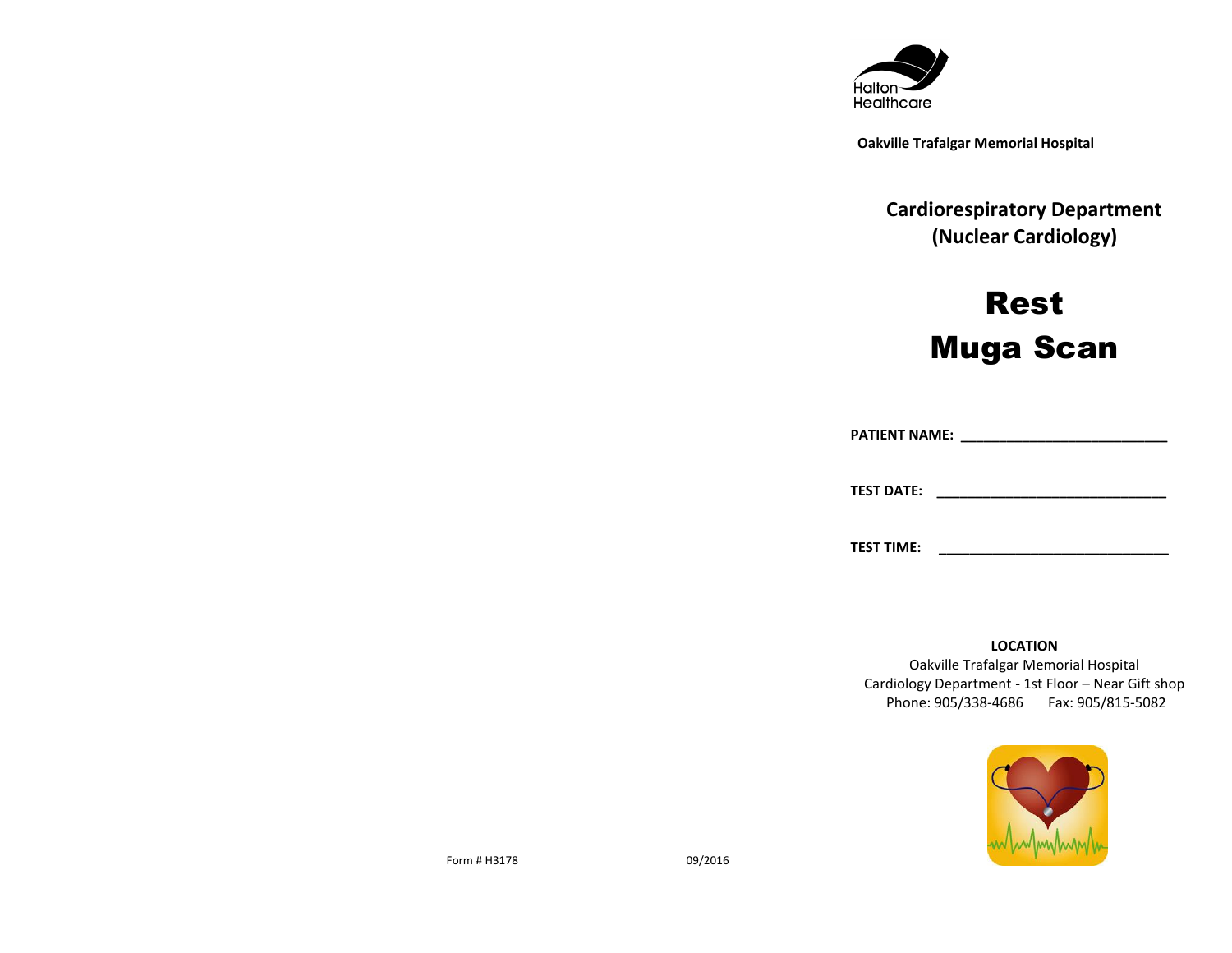Halton Healthcare

**Oakville Trafalgar Memorial Hospital**

## Cardiorespiratory Department (Nuclear Cardiology)

# Rest Muga Scan

**PATIENT NAME:** ___________________________

**TEST DATE:** ______________________________

**TEST TIME:** ______________________________

**LOCATION**

Oakville Trafalgar Memorial Hospital
Cardiology Department - 1st Floor – Near Gift shop
Phone: 905/338-4686 Fax: 905/815-5082

Form # H3178 09/2016